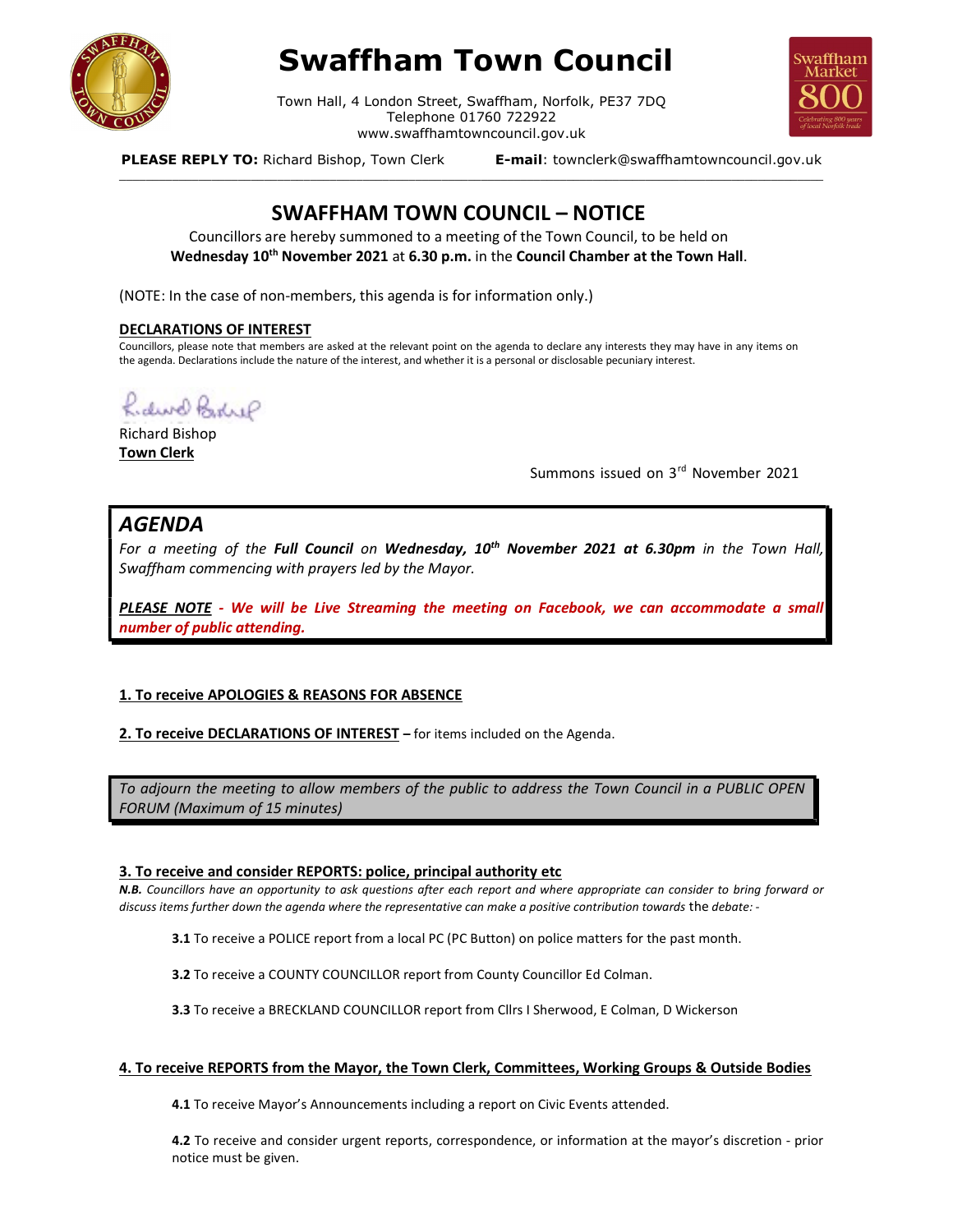# Swaffham Town Council

Town Hall, 4 London Street, Swaffham, Norfolk, PE37 7DQ
Telephone 01760 722922
www.swaffhamtowncouncil.gov.uk

**PLEASE REPLY TO:** Richard Bishop, Town Clerk **E-mail**: townclerk@swaffhamtowncouncil.gov.uk

## SWAFFHAM TOWN COUNCIL – NOTICE

Councillors are hereby summoned to a meeting of the Town Council, to be held on **Wednesday 10th November 2021** at **6.30 p.m.** in the **Council Chamber at the Town Hall**.

(NOTE: In the case of non-members, this agenda is for information only.)

**DECLARATIONS OF INTEREST**

Councillors, please note that members are asked at the relevant point on the agenda to declare any interests they may have in any items on the agenda. Declarations include the nature of the interest, and whether it is a personal or disclosable pecuniary interest.

Richard Bishop
**Town Clerk**

Summons issued on 3rd November 2021

## *AGENDA*

*For a meeting of the **Full Council** on **Wednesday, 10th November 2021 at 6.30pm** in the Town Hall, Swaffham commencing with prayers led by the Mayor.*

***PLEASE NOTE - We will be Live Streaming the meeting on Facebook, we can accommodate a small number of public attending.***

**1. To receive APOLOGIES & REASONS FOR ABSENCE**

**2. To receive DECLARATIONS OF INTEREST –** for items included on the Agenda.

*To adjourn the meeting to allow members of the public to address the Town Council in a PUBLIC OPEN FORUM (Maximum of 15 minutes)*

**3. To receive and consider REPORTS: police, principal authority etc**

***N.B.** Councillors have an opportunity to ask questions after each report and where appropriate can consider to bring forward or discuss items further down the agenda where the representative can make a positive contribution towards* the *debate: -*

**3.1** To receive a POLICE report from a local PC (PC Button) on police matters for the past month.

**3.2** To receive a COUNTY COUNCILLOR report from County Councillor Ed Colman.

**3.3** To receive a BRECKLAND COUNCILLOR report from Cllrs I Sherwood, E Colman, D Wickerson

**4. To receive REPORTS from the Mayor, the Town Clerk, Committees, Working Groups & Outside Bodies**

**4.1** To receive Mayor's Announcements including a report on Civic Events attended.

**4.2** To receive and consider urgent reports, correspondence, or information at the mayor's discretion - prior notice must be given.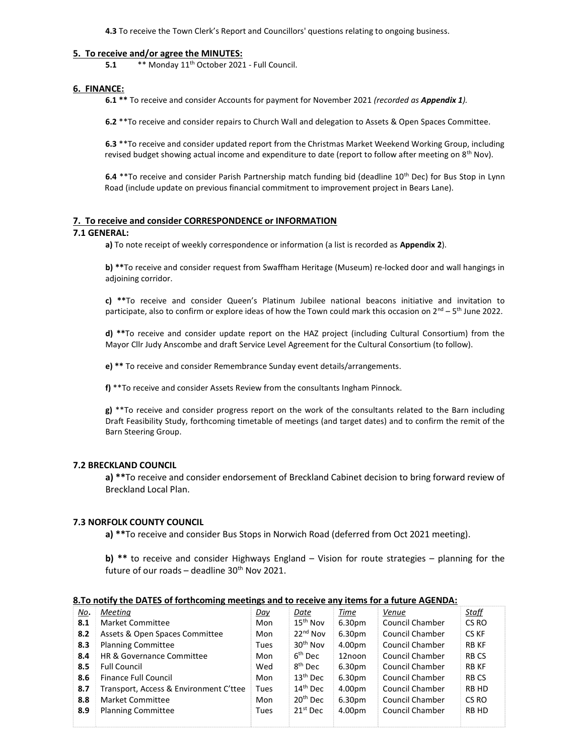**4.3** To receive the Town Clerk's Report and Councillors' questions relating to ongoing business.

## 5. To receive and/or agree the MINUTES:

**5.1** ** Monday 11th October 2021 - Full Council.

## 6. FINANCE:

**6.1 **** To receive and consider Accounts for payment for November 2021 *(recorded as **Appendix 1**).*

**6.2** **To receive and consider repairs to Church Wall and delegation to Assets & Open Spaces Committee.

**6.3** **To receive and consider updated report from the Christmas Market Weekend Working Group, including revised budget showing actual income and expenditure to date (report to follow after meeting on 8th Nov).

**6.4** **To receive and consider Parish Partnership match funding bid (deadline 10th Dec) for Bus Stop in Lynn Road (include update on previous financial commitment to improvement project in Bears Lane).

## 7. To receive and consider CORRESPONDENCE or INFORMATION

### 7.1 GENERAL:

**a)** To note receipt of weekly correspondence or information (a list is recorded as **Appendix 2**).

**b) ****To receive and consider request from Swaffham Heritage (Museum) re-locked door and wall hangings in adjoining corridor.

**c) ****To receive and consider Queen's Platinum Jubilee national beacons initiative and invitation to participate, also to confirm or explore ideas of how the Town could mark this occasion on 2nd – 5th June 2022.

**d) ****To receive and consider update report on the HAZ project (including Cultural Consortium) from the Mayor Cllr Judy Anscombe and draft Service Level Agreement for the Cultural Consortium (to follow).

**e) **** To receive and consider Remembrance Sunday event details/arrangements.

**f)** **To receive and consider Assets Review from the consultants Ingham Pinnock.

**g)** **To receive and consider progress report on the work of the consultants related to the Barn including Draft Feasibility Study, forthcoming timetable of meetings (and target dates) and to confirm the remit of the Barn Steering Group.

### 7.2 BRECKLAND COUNCIL

**a) ****To receive and consider endorsement of Breckland Cabinet decision to bring forward review of Breckland Local Plan.

### 7.3 NORFOLK COUNTY COUNCIL

**a) ****To receive and consider Bus Stops in Norwich Road (deferred from Oct 2021 meeting).

**b) **** to receive and consider Highways England – Vision for route strategies – planning for the future of our roads – deadline 30th Nov 2021.

## 8.To notify the DATES of forthcoming meetings and to receive any items for a future AGENDA:

| No. | Meeting | Day | Date | Time | Venue | Staff |
|---|---|---|---|---|---|---|
| **8.1** | Market Committee | Mon | 15th Nov | 6.30pm | Council Chamber | CS RO |
| **8.2** | Assets & Open Spaces Committee | Mon | 22nd Nov | 6.30pm | Council Chamber | CS KF |
| **8.3** | Planning Committee | Tues | 30th Nov | 4.00pm | Council Chamber | RB KF |
| **8.4** | HR & Governance Committee | Mon | 6th Dec | 12noon | Council Chamber | RB CS |
| **8.5** | Full Council | Wed | 8th Dec | 6.30pm | Council Chamber | RB KF |
| **8.6** | Finance Full Council | Mon | 13th Dec | 6.30pm | Council Chamber | RB CS |
| **8.7** | Transport, Access & Environment C'ttee | Tues | 14th Dec | 4.00pm | Council Chamber | RB HD |
| **8.8** | Market Committee | Mon | 20th Dec | 6.30pm | Council Chamber | CS RO |
| **8.9** | Planning Committee | Tues | 21st Dec | 4.00pm | Council Chamber | RB HD |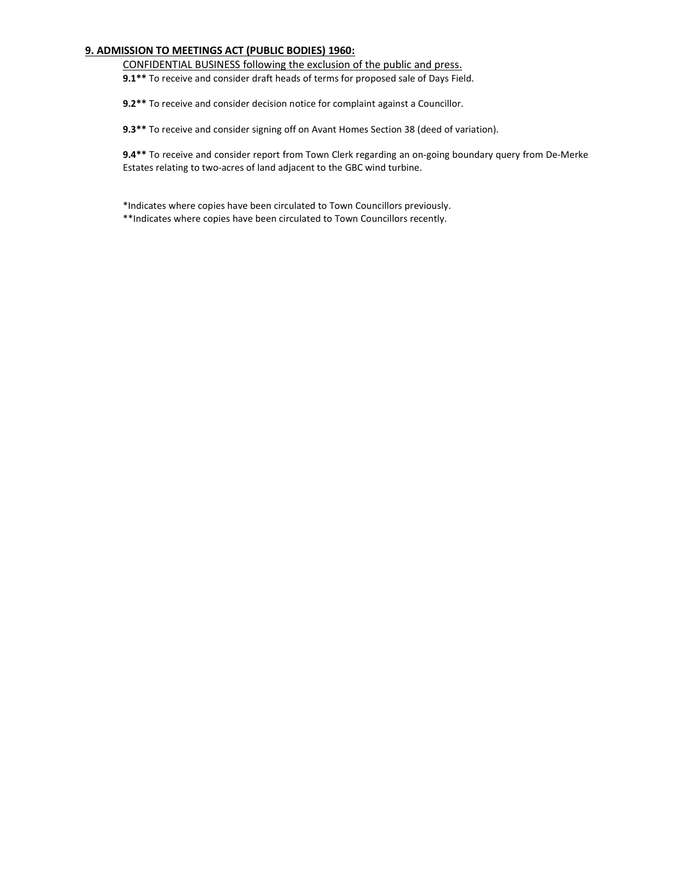## 9. ADMISSION TO MEETINGS ACT (PUBLIC BODIES) 1960:

CONFIDENTIAL BUSINESS following the exclusion of the public and press.

**9.1**** To receive and consider draft heads of terms for proposed sale of Days Field.

**9.2**** To receive and consider decision notice for complaint against a Councillor.

**9.3**** To receive and consider signing off on Avant Homes Section 38 (deed of variation).

**9.4**** To receive and consider report from Town Clerk regarding an on-going boundary query from De-Merke Estates relating to two-acres of land adjacent to the GBC wind turbine.

*Indicates where copies have been circulated to Town Councillors previously.

**Indicates where copies have been circulated to Town Councillors recently.